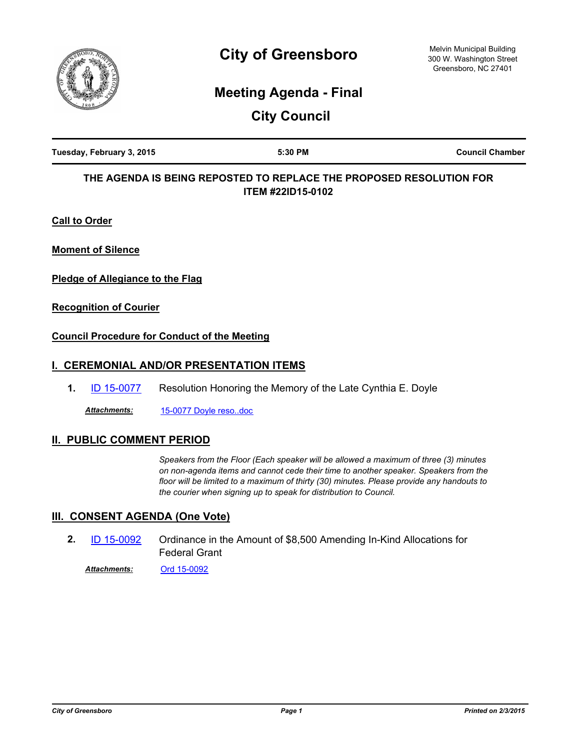# City of Greensboro

Melvin Municipal Building
300 W. Washington Street
Greensboro, NC 27401

## Meeting Agenda - Final

## City Council

**Tuesday, February 3, 2015** **5:30 PM** **Council Chamber**

**THE AGENDA IS BEING REPOSTED TO REPLACE THE PROPOSED RESOLUTION FOR ITEM #22ID15-0102**

**Call to Order**

**Moment of Silence**

**Pledge of Allegiance to the Flag**

**Recognition of Courier**

**Council Procedure for Conduct of the Meeting**

## I. CEREMONIAL AND/OR PRESENTATION ITEMS

**1.** ID 15-0077 Resolution Honoring the Memory of the Late Cynthia E. Doyle

***Attachments:*** 15-0077 Doyle reso..doc

## II. PUBLIC COMMENT PERIOD

*Speakers from the Floor (Each speaker will be allowed a maximum of three (3) minutes on non-agenda items and cannot cede their time to another speaker. Speakers from the floor will be limited to a maximum of thirty (30) minutes. Please provide any handouts to the courier when signing up to speak for distribution to Council.*

## III. CONSENT AGENDA (One Vote)

**2.** ID 15-0092 Ordinance in the Amount of $8,500 Amending In-Kind Allocations for Federal Grant

***Attachments:*** Ord 15-0092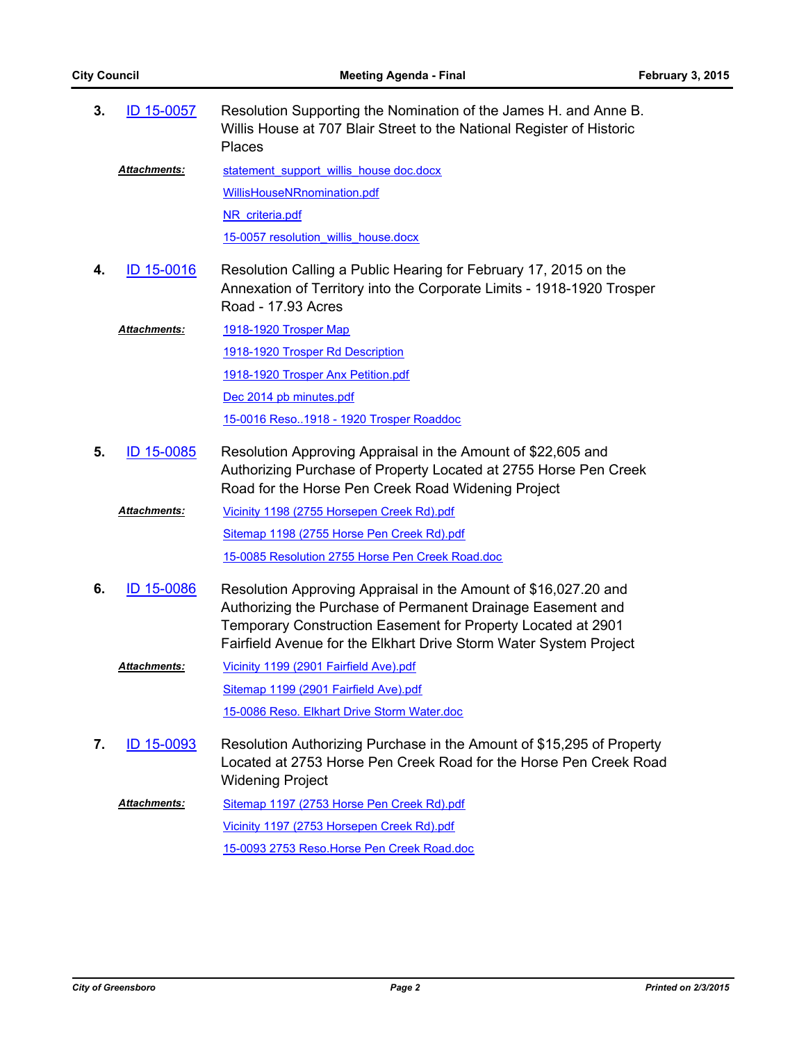**3.** ID 15-0057 Resolution Supporting the Nomination of the James H. and Anne B. Willis House at 707 Blair Street to the National Register of Historic Places

***Attachments:***
statement_support_willis_house doc.docx
WillisHouseNRnomination.pdf
NR_criteria.pdf
15-0057 resolution_willis_house.docx

**4.** ID 15-0016 Resolution Calling a Public Hearing for February 17, 2015 on the Annexation of Territory into the Corporate Limits - 1918-1920 Trosper Road - 17.93 Acres

***Attachments:***
1918-1920 Trosper Map
1918-1920 Trosper Rd Description
1918-1920 Trosper Anx Petition.pdf
Dec 2014 pb minutes.pdf
15-0016 Reso..1918 - 1920 Trosper Roaddoc

**5.** ID 15-0085 Resolution Approving Appraisal in the Amount of $22,605 and Authorizing Purchase of Property Located at 2755 Horse Pen Creek Road for the Horse Pen Creek Road Widening Project

***Attachments:***
Vicinity 1198 (2755 Horsepen Creek Rd).pdf
Sitemap 1198 (2755 Horse Pen Creek Rd).pdf
15-0085 Resolution 2755 Horse Pen Creek Road.doc

**6.** ID 15-0086 Resolution Approving Appraisal in the Amount of $16,027.20 and Authorizing the Purchase of Permanent Drainage Easement and Temporary Construction Easement for Property Located at 2901 Fairfield Avenue for the Elkhart Drive Storm Water System Project

***Attachments:***
Vicinity 1199 (2901 Fairfield Ave).pdf
Sitemap 1199 (2901 Fairfield Ave).pdf
15-0086 Reso. Elkhart Drive Storm Water.doc

**7.** ID 15-0093 Resolution Authorizing Purchase in the Amount of $15,295 of Property Located at 2753 Horse Pen Creek Road for the Horse Pen Creek Road Widening Project

***Attachments:***
Sitemap 1197 (2753 Horse Pen Creek Rd).pdf
Vicinity 1197 (2753 Horsepen Creek Rd).pdf
15-0093 2753 Reso.Horse Pen Creek Road.doc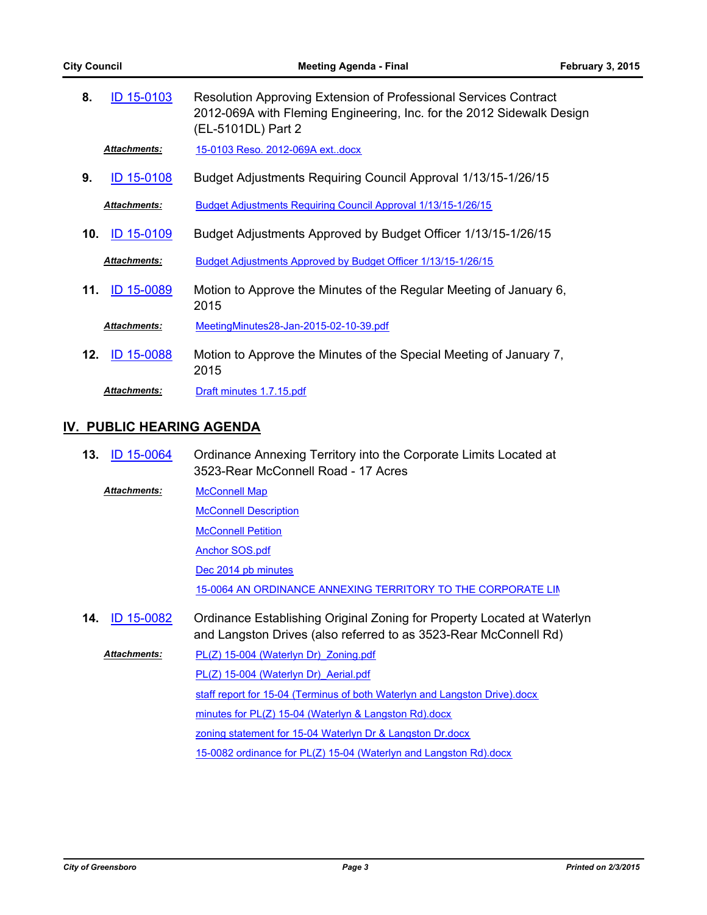8. ID 15-0103 Resolution Approving Extension of Professional Services Contract 2012-069A with Fleming Engineering, Inc. for the 2012 Sidewalk Design (EL-5101DL) Part 2

   ***Attachments:*** 15-0103 Reso. 2012-069A ext..docx

9. ID 15-0108 Budget Adjustments Requiring Council Approval 1/13/15-1/26/15

   ***Attachments:*** Budget Adjustments Requiring Council Approval 1/13/15-1/26/15

10. ID 15-0109 Budget Adjustments Approved by Budget Officer 1/13/15-1/26/15

    ***Attachments:*** Budget Adjustments Approved by Budget Officer 1/13/15-1/26/15

11. ID 15-0089 Motion to Approve the Minutes of the Regular Meeting of January 6, 2015

    ***Attachments:*** MeetingMinutes28-Jan-2015-02-10-39.pdf

12. ID 15-0088 Motion to Approve the Minutes of the Special Meeting of January 7, 2015

    ***Attachments:*** Draft minutes 1.7.15.pdf

## IV. PUBLIC HEARING AGENDA

13. ID 15-0064 Ordinance Annexing Territory into the Corporate Limits Located at 3523-Rear McConnell Road - 17 Acres

    ***Attachments:***
    - McConnell Map
    - McConnell Description
    - McConnell Petition
    - Anchor SOS.pdf
    - Dec 2014 pb minutes
    - 15-0064 AN ORDINANCE ANNEXING TERRITORY TO THE CORPORATE LIM

14. ID 15-0082 Ordinance Establishing Original Zoning for Property Located at Waterlyn and Langston Drives (also referred to as 3523-Rear McConnell Rd)

    ***Attachments:***
    - PL(Z) 15-004 (Waterlyn Dr)_Zoning.pdf
    - PL(Z) 15-004 (Waterlyn Dr)_Aerial.pdf
    - staff report for 15-04 (Terminus of both Waterlyn and Langston Drive).docx
    - minutes for PL(Z) 15-004 (Waterlyn & Langston Rd).docx
    - zoning statement for 15-04 Waterlyn Dr & Langston Dr.docx
    - 15-0082 ordinance for PL(Z) 15-04 (Waterlyn and Langston Rd).docx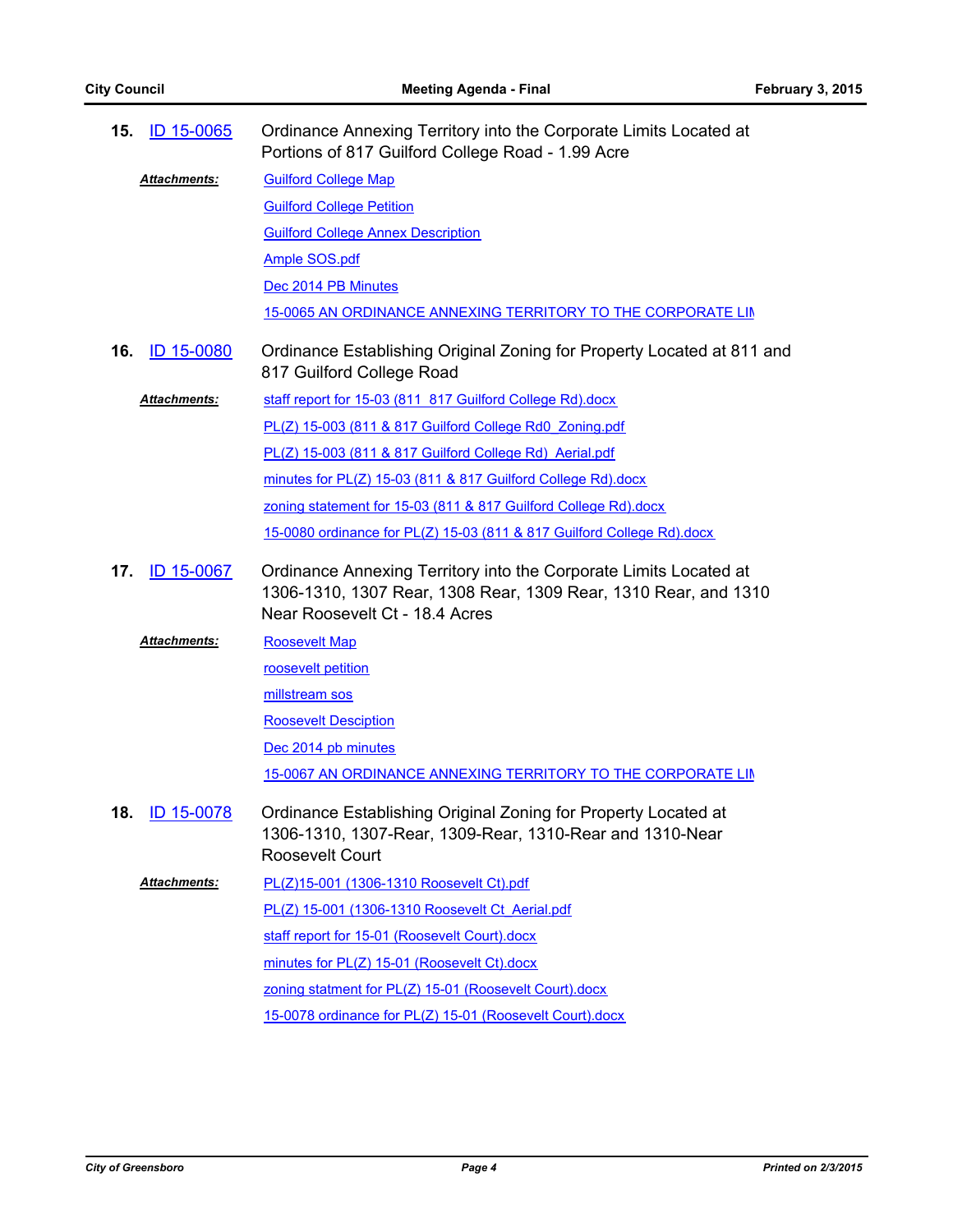**15.** ID 15-0065 Ordinance Annexing Territory into the Corporate Limits Located at Portions of 817 Guilford College Road - 1.99 Acre

***Attachments:***
Guilford College Map
Guilford College Petition
Guilford College Annex Description
Ample SOS.pdf
Dec 2014 PB Minutes
15-0065 AN ORDINANCE ANNEXING TERRITORY TO THE CORPORATE LIM

**16.** ID 15-0080 Ordinance Establishing Original Zoning for Property Located at 811 and 817 Guilford College Road

***Attachments:***
staff report for 15-03 (811 817 Guilford College Rd).docx
PL(Z) 15-003 (811 & 817 Guilford College Rd0 Zoning.pdf
PL(Z) 15-003 (811 & 817 Guilford College Rd) Aerial.pdf
minutes for PL(Z) 15-03 (811 & 817 Guilford College Rd).docx
zoning statement for 15-03 (811 & 817 Guilford College Rd).docx
15-0080 ordinance for PL(Z) 15-03 (811 & 817 Guilford College Rd).docx

**17.** ID 15-0067 Ordinance Annexing Territory into the Corporate Limits Located at 1306-1310, 1307 Rear, 1308 Rear, 1309 Rear, 1310 Rear, and 1310 Near Roosevelt Ct - 18.4 Acres

***Attachments:***
Roosevelt Map
roosevelt petition
millstream sos
Roosevelt Desciption
Dec 2014 pb minutes
15-0067 AN ORDINANCE ANNEXING TERRITORY TO THE CORPORATE LIM

**18.** ID 15-0078 Ordinance Establishing Original Zoning for Property Located at 1306-1310, 1307-Rear, 1309-Rear, 1310-Rear and 1310-Near Roosevelt Court

***Attachments:***
PL(Z)15-001 (1306-1310 Roosevelt Ct).pdf
PL(Z) 15-001 (1306-1310 Roosevelt Ct Aerial.pdf
staff report for 15-01 (Roosevelt Court).docx
minutes for PL(Z) 15-01 (Roosevelt Ct).docx
zoning statment for PL(Z) 15-01 (Roosevelt Court).docx
15-0078 ordinance for PL(Z) 15-01 (Roosevelt Court).docx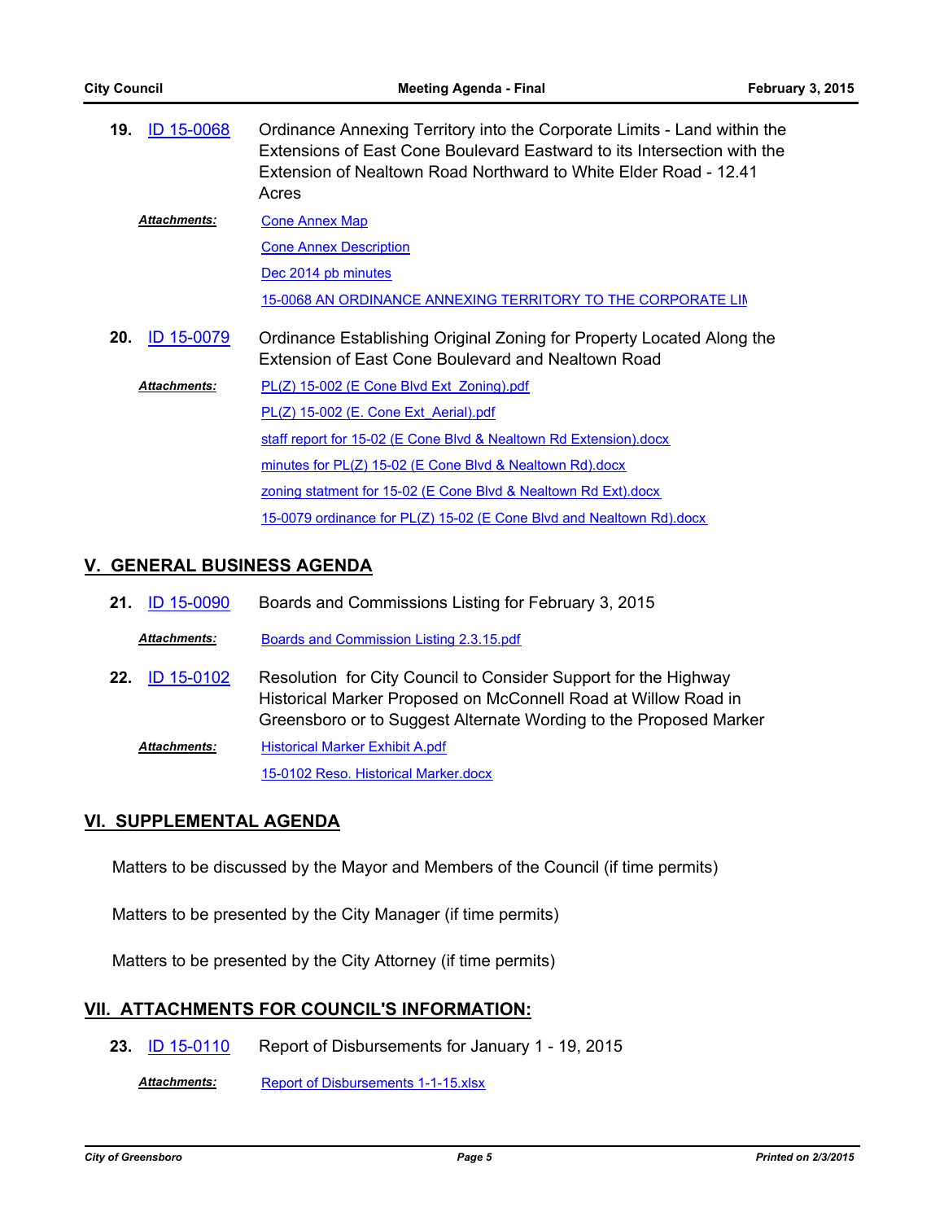**19.** ID 15-0068 Ordinance Annexing Territory into the Corporate Limits - Land within the Extensions of East Cone Boulevard Eastward to its Intersection with the Extension of Nealtown Road Northward to White Elder Road - 12.41 Acres

***Attachments:*** Cone Annex Map

Cone Annex Description

Dec 2014 pb minutes

15-0068 AN ORDINANCE ANNEXING TERRITORY TO THE CORPORATE LIM

**20.** ID 15-0079 Ordinance Establishing Original Zoning for Property Located Along the Extension of East Cone Boulevard and Nealtown Road

***Attachments:*** PL(Z) 15-002 (E Cone Blvd Ext_Zoning).pdf

PL(Z) 15-002 (E. Cone Ext_Aerial).pdf

staff report for 15-02 (E Cone Blvd & Nealtown Rd Extension).docx

minutes for PL(Z) 15-02 (E Cone Blvd & Nealtown Rd).docx

zoning statment for 15-02 (E Cone Blvd & Nealtown Rd Ext).docx

15-0079 ordinance for PL(Z) 15-02 (E Cone Blvd and Nealtown Rd).docx

## V. GENERAL BUSINESS AGENDA

**21.** ID 15-0090 Boards and Commissions Listing for February 3, 2015

***Attachments:*** Boards and Commission Listing 2.3.15.pdf

**22.** ID 15-0102 Resolution for City Council to Consider Support for the Highway Historical Marker Proposed on McConnell Road at Willow Road in Greensboro or to Suggest Alternate Wording to the Proposed Marker

***Attachments:*** Historical Marker Exhibit A.pdf

15-0102 Reso. Historical Marker.docx

## VI. SUPPLEMENTAL AGENDA

Matters to be discussed by the Mayor and Members of the Council (if time permits)

Matters to be presented by the City Manager (if time permits)

Matters to be presented by the City Attorney (if time permits)

## VII. ATTACHMENTS FOR COUNCIL'S INFORMATION:

**23.** ID 15-0110 Report of Disbursements for January 1 - 19, 2015

***Attachments:*** Report of Disbursements 1-1-15.xlsx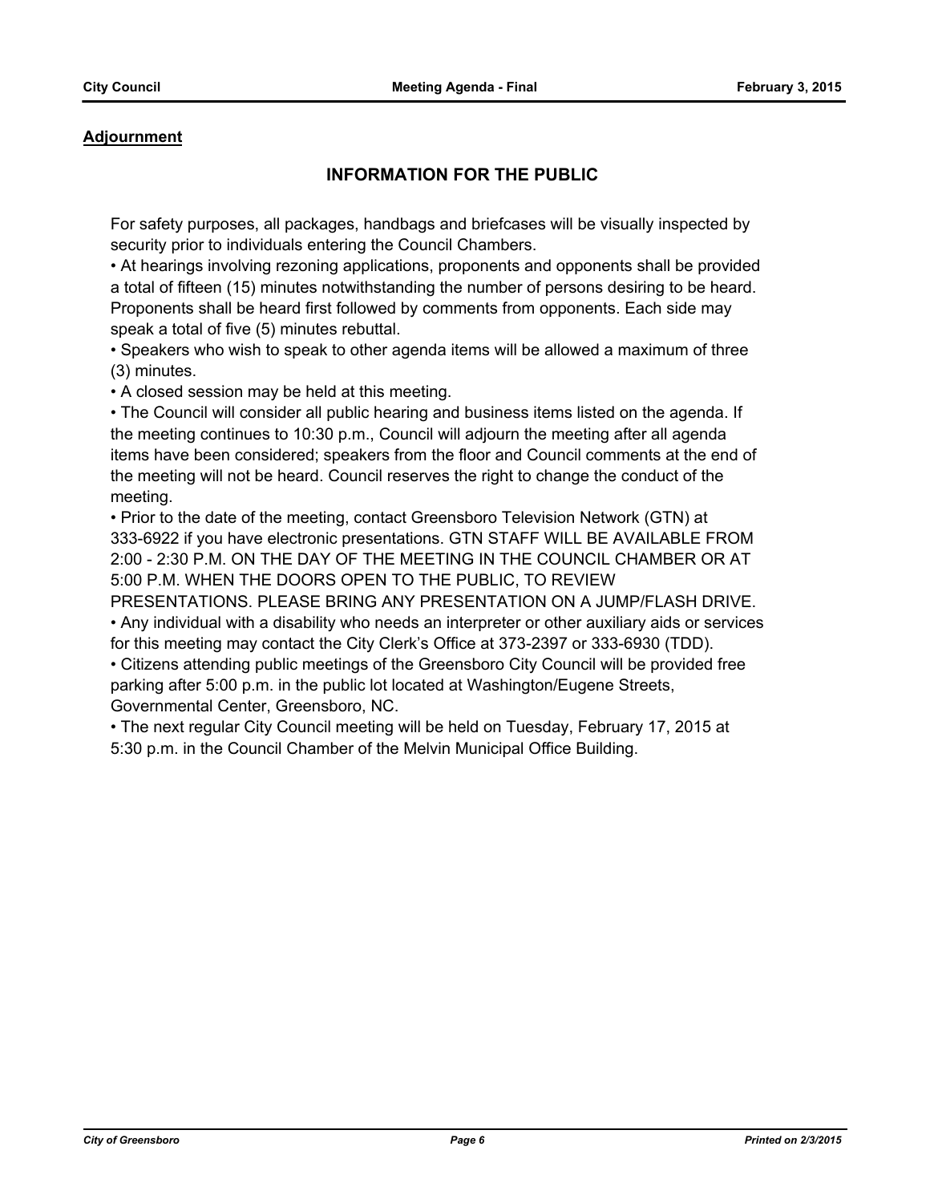## Adjournment

### INFORMATION FOR THE PUBLIC

For safety purposes, all packages, handbags and briefcases will be visually inspected by security prior to individuals entering the Council Chambers.

• At hearings involving rezoning applications, proponents and opponents shall be provided a total of fifteen (15) minutes notwithstanding the number of persons desiring to be heard. Proponents shall be heard first followed by comments from opponents. Each side may speak a total of five (5) minutes rebuttal.

• Speakers who wish to speak to other agenda items will be allowed a maximum of three (3) minutes.

• A closed session may be held at this meeting.

• The Council will consider all public hearing and business items listed on the agenda. If the meeting continues to 10:30 p.m., Council will adjourn the meeting after all agenda items have been considered; speakers from the floor and Council comments at the end of the meeting will not be heard. Council reserves the right to change the conduct of the meeting.

• Prior to the date of the meeting, contact Greensboro Television Network (GTN) at 333-6922 if you have electronic presentations. GTN STAFF WILL BE AVAILABLE FROM 2:00 - 2:30 P.M. ON THE DAY OF THE MEETING IN THE COUNCIL CHAMBER OR AT 5:00 P.M. WHEN THE DOORS OPEN TO THE PUBLIC, TO REVIEW PRESENTATIONS. PLEASE BRING ANY PRESENTATION ON A JUMP/FLASH DRIVE.

• Any individual with a disability who needs an interpreter or other auxiliary aids or services for this meeting may contact the City Clerk's Office at 373-2397 or 333-6930 (TDD).

• Citizens attending public meetings of the Greensboro City Council will be provided free parking after 5:00 p.m. in the public lot located at Washington/Eugene Streets, Governmental Center, Greensboro, NC.

• The next regular City Council meeting will be held on Tuesday, February 17, 2015 at 5:30 p.m. in the Council Chamber of the Melvin Municipal Office Building.